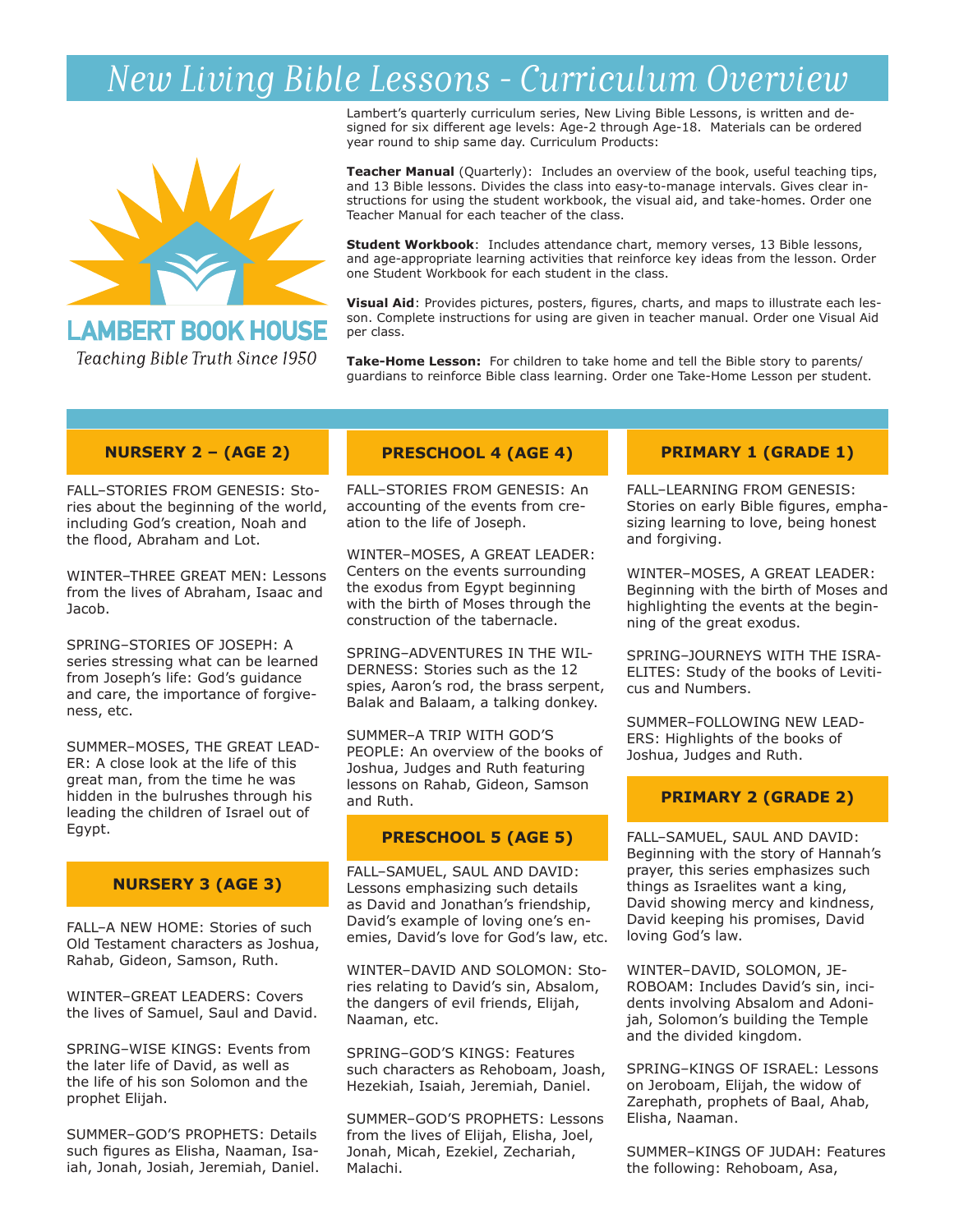# New Living Bible Lessons - Curriculum Overview

**LAMBERT BOOK HOUSE**

*Teaching Bible Truth Since 1950*

Lambert's quarterly curriculum series, New Living Bible Lessons, is written and designed for six different age levels: Age-2 through Age-18. Materials can be ordered year round to ship same day. Curriculum Products:

**Teacher Manual** (Quarterly): Includes an overview of the book, useful teaching tips, and 13 Bible lessons. Divides the class into easy-to-manage intervals. Gives clear instructions for using the student workbook, the visual aid, and take-homes. Order one Teacher Manual for each teacher of the class.

**Student Workbook**: Includes attendance chart, memory verses, 13 Bible lessons, and age-appropriate learning activities that reinforce key ideas from the lesson. Order one Student Workbook for each student in the class.

**Visual Aid**: Provides pictures, posters, figures, charts, and maps to illustrate each lesson. Complete instructions for using are given in teacher manual. Order one Visual Aid per class.

**Take-Home Lesson:** For children to take home and tell the Bible story to parents/guardians to reinforce Bible class learning. Order one Take-Home Lesson per student.

## NURSERY 2 – (AGE 2)

FALL–STORIES FROM GENESIS: Stories about the beginning of the world, including God's creation, Noah and the flood, Abraham and Lot.

WINTER–THREE GREAT MEN: Lessons from the lives of Abraham, Isaac and Jacob.

SPRING–STORIES OF JOSEPH: A series stressing what can be learned from Joseph's life: God's guidance and care, the importance of forgiveness, etc.

SUMMER–MOSES, THE GREAT LEADER: A close look at the life of this great man, from the time he was hidden in the bulrushes through his leading the children of Israel out of Egypt.

## NURSERY 3 (AGE 3)

FALL–A NEW HOME: Stories of such Old Testament characters as Joshua, Rahab, Gideon, Samson, Ruth.

WINTER–GREAT LEADERS: Covers the lives of Samuel, Saul and David.

SPRING–WISE KINGS: Events from the later life of David, as well as the life of his son Solomon and the prophet Elijah.

SUMMER–GOD'S PROPHETS: Details such figures as Elisha, Naaman, Isaiah, Jonah, Josiah, Jeremiah, Daniel.

## PRESCHOOL 4 (AGE 4)

FALL–STORIES FROM GENESIS: An accounting of the events from creation to the life of Joseph.

WINTER–MOSES, A GREAT LEADER: Centers on the events surrounding the exodus from Egypt beginning with the birth of Moses through the construction of the tabernacle.

SPRING–ADVENTURES IN THE WILDERNESS: Stories such as the 12 spies, Aaron's rod, the brass serpent, Balak and Balaam, a talking donkey.

SUMMER–A TRIP WITH GOD'S PEOPLE: An overview of the books of Joshua, Judges and Ruth featuring lessons on Rahab, Gideon, Samson and Ruth.

## PRESCHOOL 5 (AGE 5)

FALL–SAMUEL, SAUL AND DAVID: Lessons emphasizing such details as David and Jonathan's friendship, David's example of loving one's enemies, David's love for God's law, etc.

WINTER–DAVID AND SOLOMON: Stories relating to David's sin, Absalom, the dangers of evil friends, Elijah, Naaman, etc.

SPRING–GOD'S KINGS: Features such characters as Rehoboam, Joash, Hezekiah, Isaiah, Jeremiah, Daniel.

SUMMER–GOD'S PROPHETS: Lessons from the lives of Elijah, Elisha, Joel, Jonah, Micah, Ezekiel, Zechariah, Malachi.

## PRIMARY 1 (GRADE 1)

FALL–LEARNING FROM GENESIS: Stories on early Bible figures, emphasizing learning to love, being honest and forgiving.

WINTER–MOSES, A GREAT LEADER: Beginning with the birth of Moses and highlighting the events at the beginning of the great exodus.

SPRING–JOURNEYS WITH THE ISRAELITES: Study of the books of Leviticus and Numbers.

SUMMER–FOLLOWING NEW LEADERS: Highlights of the books of Joshua, Judges and Ruth.

## PRIMARY 2 (GRADE 2)

FALL–SAMUEL, SAUL AND DAVID: Beginning with the story of Hannah's prayer, this series emphasizes such things as Israelites want a king, David showing mercy and kindness, David keeping his promises, David loving God's law.

WINTER–DAVID, SOLOMON, JEROBOAM: Includes David's sin, incidents involving Absalom and Adonijah, Solomon's building the Temple and the divided kingdom.

SPRING–KINGS OF ISRAEL: Lessons on Jeroboam, Elijah, the widow of Zarephath, prophets of Baal, Ahab, Elisha, Naaman.

SUMMER–KINGS OF JUDAH: Features the following: Rehoboam, Asa,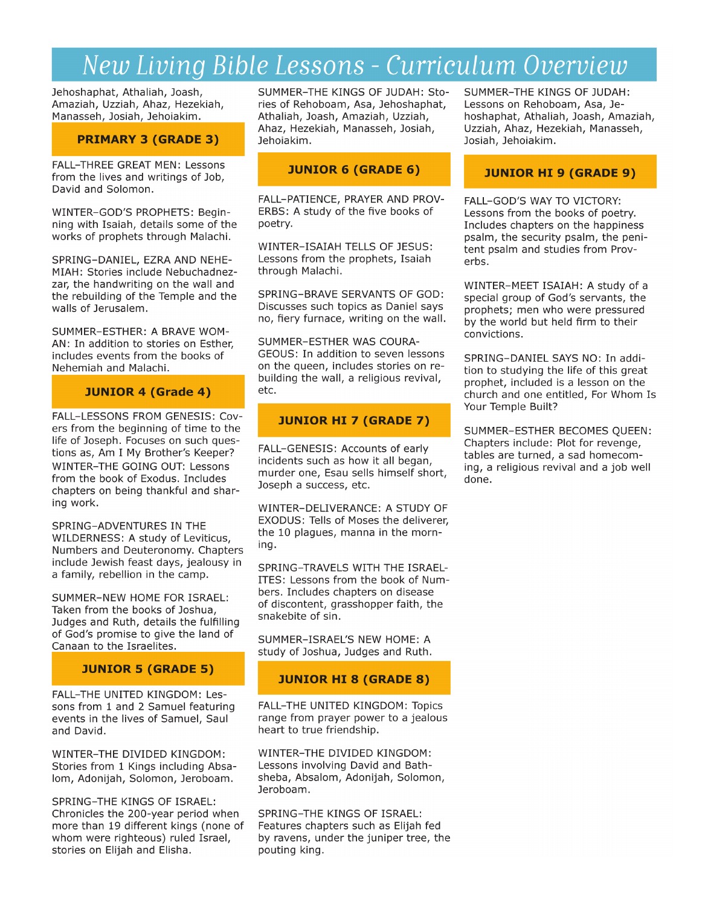# New Living Bible Lessons - Curriculum Overview

Jehoshaphat, Athaliah, Joash, Amaziah, Uzziah, Ahaz, Hezekiah, Manasseh, Josiah, Jehoiakim.

## PRIMARY 3 (GRADE 3)

FALL–THREE GREAT MEN: Lessons from the lives and writings of Job, David and Solomon.

WINTER–GOD'S PROPHETS: Beginning with Isaiah, details some of the works of prophets through Malachi.

SPRING–DANIEL, EZRA AND NEHEMIAH: Stories include Nebuchadnezzar, the handwriting on the wall and the rebuilding of the Temple and the walls of Jerusalem.

SUMMER–ESTHER: A BRAVE WOMAN: In addition to stories on Esther, includes events from the books of Nehemiah and Malachi.

## JUNIOR 4 (Grade 4)

FALL–LESSONS FROM GENESIS: Covers from the beginning of time to the life of Joseph. Focuses on such questions as, Am I My Brother's Keeper?

WINTER–THE GOING OUT: Lessons from the book of Exodus. Includes chapters on being thankful and sharing work.

SPRING–ADVENTURES IN THE WILDERNESS: A study of Leviticus, Numbers and Deuteronomy. Chapters include Jewish feast days, jealousy in a family, rebellion in the camp.

SUMMER–NEW HOME FOR ISRAEL: Taken from the books of Joshua, Judges and Ruth, details the fulfilling of God's promise to give the land of Canaan to the Israelites.

## JUNIOR 5 (GRADE 5)

FALL–THE UNITED KINGDOM: Lessons from 1 and 2 Samuel featuring events in the lives of Samuel, Saul and David.

WINTER–THE DIVIDED KINGDOM: Stories from 1 Kings including Absalom, Adonijah, Solomon, Jeroboam.

SPRING–THE KINGS OF ISRAEL: Chronicles the 200-year period when more than 19 different kings (none of whom were righteous) ruled Israel, stories on Elijah and Elisha.

SUMMER–THE KINGS OF JUDAH: Stories of Rehoboam, Asa, Jehoshaphat, Athaliah, Joash, Amaziah, Uzziah, Ahaz, Hezekiah, Manasseh, Josiah, Jehoiakim.

## JUNIOR 6 (GRADE 6)

FALL–PATIENCE, PRAYER AND PROVERBS: A study of the five books of poetry.

WINTER–ISAIAH TELLS OF JESUS: Lessons from the prophets, Isaiah through Malachi.

SPRING–BRAVE SERVANTS OF GOD: Discusses such topics as Daniel says no, fiery furnace, writing on the wall.

SUMMER–ESTHER WAS COURAGEOUS: In addition to seven lessons on the queen, includes stories on rebuilding the wall, a religious revival, etc.

## JUNIOR HI 7 (GRADE 7)

FALL–GENESIS: Accounts of early incidents such as how it all began, murder one, Esau sells himself short, Joseph a success, etc.

WINTER–DELIVERANCE: A STUDY OF EXODUS: Tells of Moses the deliverer, the 10 plagues, manna in the morning.

SPRING–TRAVELS WITH THE ISRAELITES: Lessons from the book of Numbers. Includes chapters on disease of discontent, grasshopper faith, the snakebite of sin.

SUMMER–ISRAEL'S NEW HOME: A study of Joshua, Judges and Ruth.

## JUNIOR HI 8 (GRADE 8)

FALL–THE UNITED KINGDOM: Topics range from prayer power to a jealous heart to true friendship.

WINTER–THE DIVIDED KINGDOM: Lessons involving David and Bathsheba, Absalom, Adonijah, Solomon, Jeroboam.

SPRING–THE KINGS OF ISRAEL: Features chapters such as Elijah fed by ravens, under the juniper tree, the pouting king.

SUMMER–THE KINGS OF JUDAH: Lessons on Rehoboam, Asa, Jehoshaphat, Athaliah, Joash, Amaziah, Uzziah, Ahaz, Hezekiah, Manasseh, Josiah, Jehoiakim.

## JUNIOR HI 9 (GRADE 9)

FALL–GOD'S WAY TO VICTORY: Lessons from the books of poetry. Includes chapters on the happiness psalm, the security psalm, the penitent psalm and studies from Proverbs.

WINTER–MEET ISAIAH: A study of a special group of God's servants, the prophets; men who were pressured by the world but held firm to their convictions.

SPRING–DANIEL SAYS NO: In addition to studying the life of this great prophet, included is a lesson on the church and one entitled, For Whom Is Your Temple Built?

SUMMER–ESTHER BECOMES QUEEN: Chapters include: Plot for revenge, tables are turned, a sad homecoming, a religious revival and a job well done.